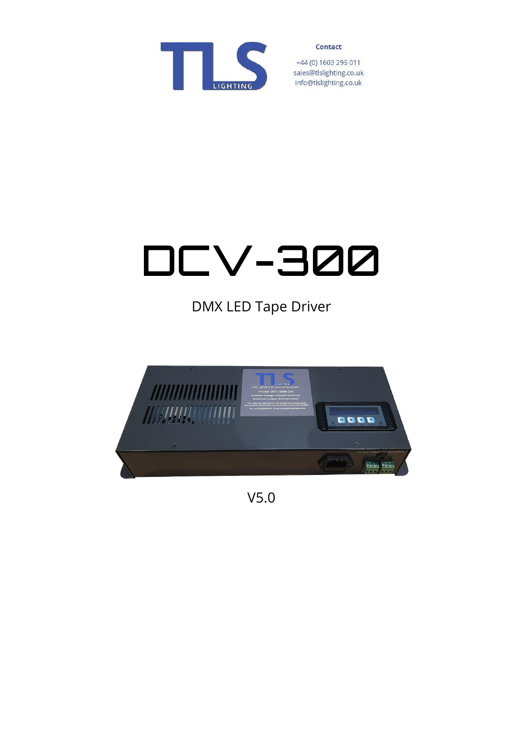**Contact**

+44 (0) 1603 295 011
sales@tlslighting.co.uk
info@tlslighting.co.uk

# DCV-300

## DMX LED Tape Driver

V5.0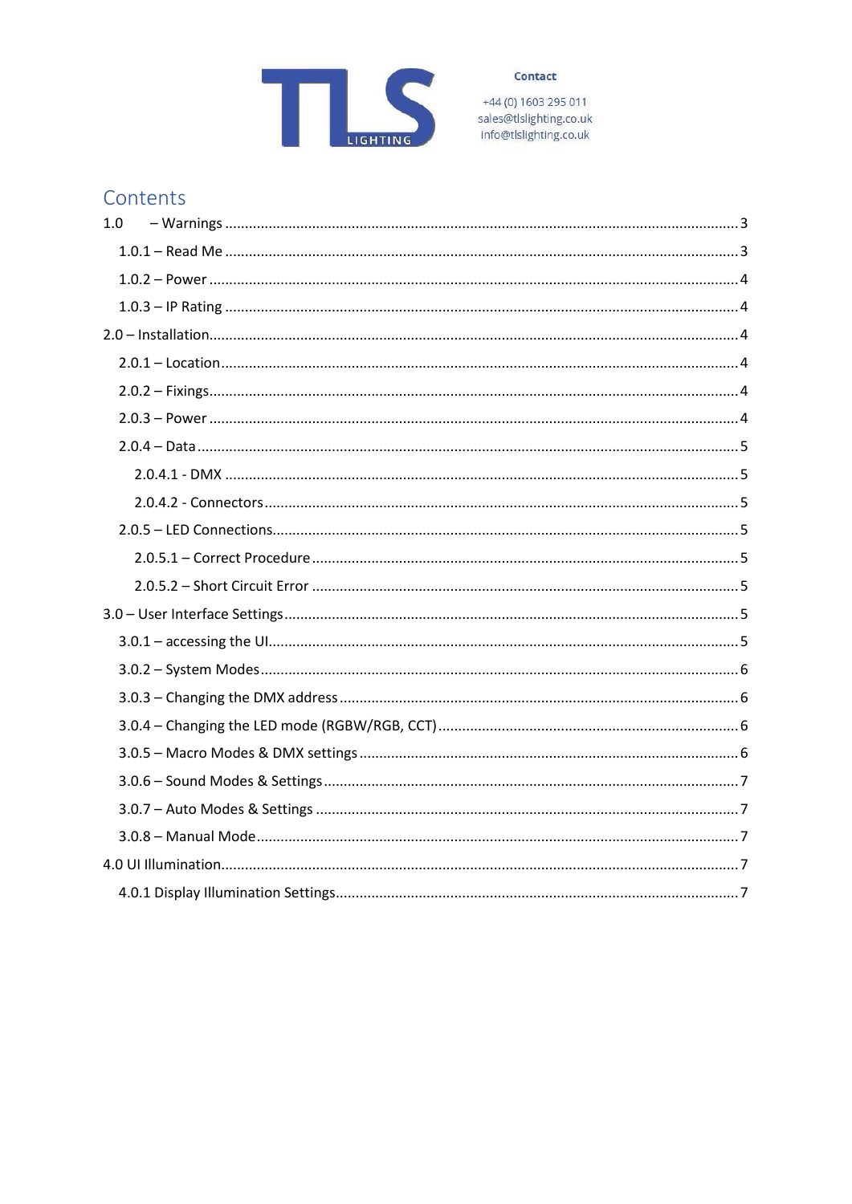**Contact**

+44 (0) 1603 295 011
sales@tlslighting.co.uk
info@tlslighting.co.uk

# Contents

- 1.0 – Warnings ........ 3
  - 1.0.1 – Read Me ........ 3
  - 1.0.2 – Power ........ 4
  - 1.0.3 – IP Rating ........ 4
- 2.0 – Installation ........ 4
  - 2.0.1 – Location ........ 4
  - 2.0.2 – Fixings ........ 4
  - 2.0.3 – Power ........ 4
  - 2.0.4 – Data ........ 5
    - 2.0.4.1 - DMX ........ 5
    - 2.0.4.2 - Connectors ........ 5
  - 2.0.5 – LED Connections ........ 5
    - 2.0.5.1 – Correct Procedure ........ 5
    - 2.0.5.2 – Short Circuit Error ........ 5
- 3.0 – User Interface Settings ........ 5
  - 3.0.1 – accessing the UI ........ 5
  - 3.0.2 – System Modes ........ 6
  - 3.0.3 – Changing the DMX address ........ 6
  - 3.0.4 – Changing the LED mode (RGBW/RGB, CCT) ........ 6
  - 3.0.5 – Macro Modes & DMX settings ........ 6
  - 3.0.6 – Sound Modes & Settings ........ 7
  - 3.0.7 – Auto Modes & Settings ........ 7
  - 3.0.8 – Manual Mode ........ 7
- 4.0 UI Illumination ........ 7
  - 4.0.1 Display Illumination Settings ........ 7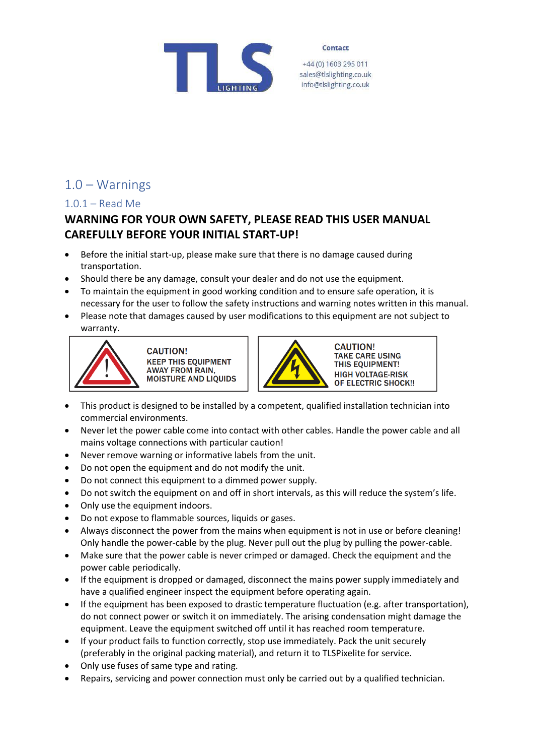Contact

+44 (0) 1603 295 011
sales@tlslighting.co.uk
info@tlslighting.co.uk

# 1.0 – Warnings

## 1.0.1 – Read Me

**WARNING FOR YOUR OWN SAFETY, PLEASE READ THIS USER MANUAL CAREFULLY BEFORE YOUR INITIAL START-UP!**

- Before the initial start-up, please make sure that there is no damage caused during transportation.
- Should there be any damage, consult your dealer and do not use the equipment.
- To maintain the equipment in good working condition and to ensure safe operation, it is necessary for the user to follow the safety instructions and warning notes written in this manual.
- Please note that damages caused by user modifications to this equipment are not subject to warranty.

**CAUTION!**
KEEP THIS EQUIPMENT AWAY FROM RAIN, MOISTURE AND LIQUIDS

**CAUTION!**
TAKE CARE USING THIS EQUIPMENT!
HIGH VOLTAGE-RISK OF ELECTRIC SHOCK!!

- This product is designed to be installed by a competent, qualified installation technician into commercial environments.
- Never let the power cable come into contact with other cables. Handle the power cable and all mains voltage connections with particular caution!
- Never remove warning or informative labels from the unit.
- Do not open the equipment and do not modify the unit.
- Do not connect this equipment to a dimmed power supply.
- Do not switch the equipment on and off in short intervals, as this will reduce the system's life.
- Only use the equipment indoors.
- Do not expose to flammable sources, liquids or gases.
- Always disconnect the power from the mains when equipment is not in use or before cleaning! Only handle the power-cable by the plug. Never pull out the plug by pulling the power-cable.
- Make sure that the power cable is never crimped or damaged. Check the equipment and the power cable periodically.
- If the equipment is dropped or damaged, disconnect the mains power supply immediately and have a qualified engineer inspect the equipment before operating again.
- If the equipment has been exposed to drastic temperature fluctuation (e.g. after transportation), do not connect power or switch it on immediately. The arising condensation might damage the equipment. Leave the equipment switched off until it has reached room temperature.
- If your product fails to function correctly, stop use immediately. Pack the unit securely (preferably in the original packing material), and return it to TLSPixelite for service.
- Only use fuses of same type and rating.
- Repairs, servicing and power connection must only be carried out by a qualified technician.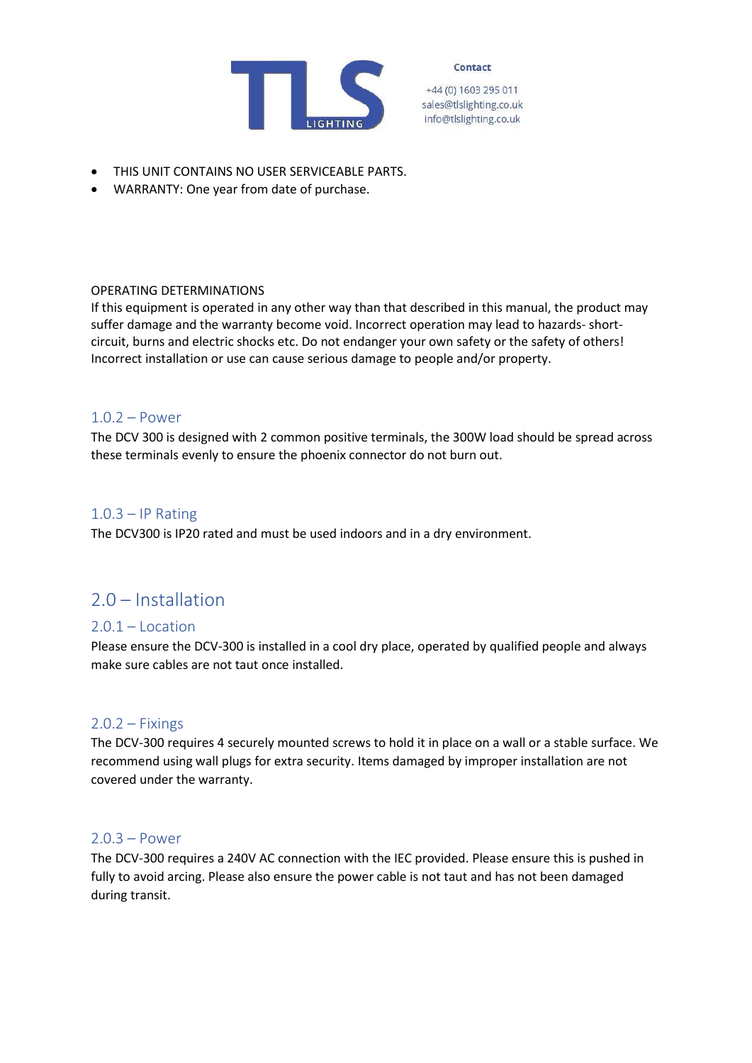- THIS UNIT CONTAINS NO USER SERVICEABLE PARTS.
- WARRANTY: One year from date of purchase.

OPERATING DETERMINATIONS

If this equipment is operated in any other way than that described in this manual, the product may suffer damage and the warranty become void. Incorrect operation may lead to hazards- short-circuit, burns and electric shocks etc. Do not endanger your own safety or the safety of others! Incorrect installation or use can cause serious damage to people and/or property.

### 1.0.2 – Power

The DCV 300 is designed with 2 common positive terminals, the 300W load should be spread across these terminals evenly to ensure the phoenix connector do not burn out.

### 1.0.3 – IP Rating

The DCV300 is IP20 rated and must be used indoors and in a dry environment.

## 2.0 – Installation

### 2.0.1 – Location

Please ensure the DCV-300 is installed in a cool dry place, operated by qualified people and always make sure cables are not taut once installed.

### 2.0.2 – Fixings

The DCV-300 requires 4 securely mounted screws to hold it in place on a wall or a stable surface. We recommend using wall plugs for extra security. Items damaged by improper installation are not covered under the warranty.

### 2.0.3 – Power

The DCV-300 requires a 240V AC connection with the IEC provided. Please ensure this is pushed in fully to avoid arcing. Please also ensure the power cable is not taut and has not been damaged during transit.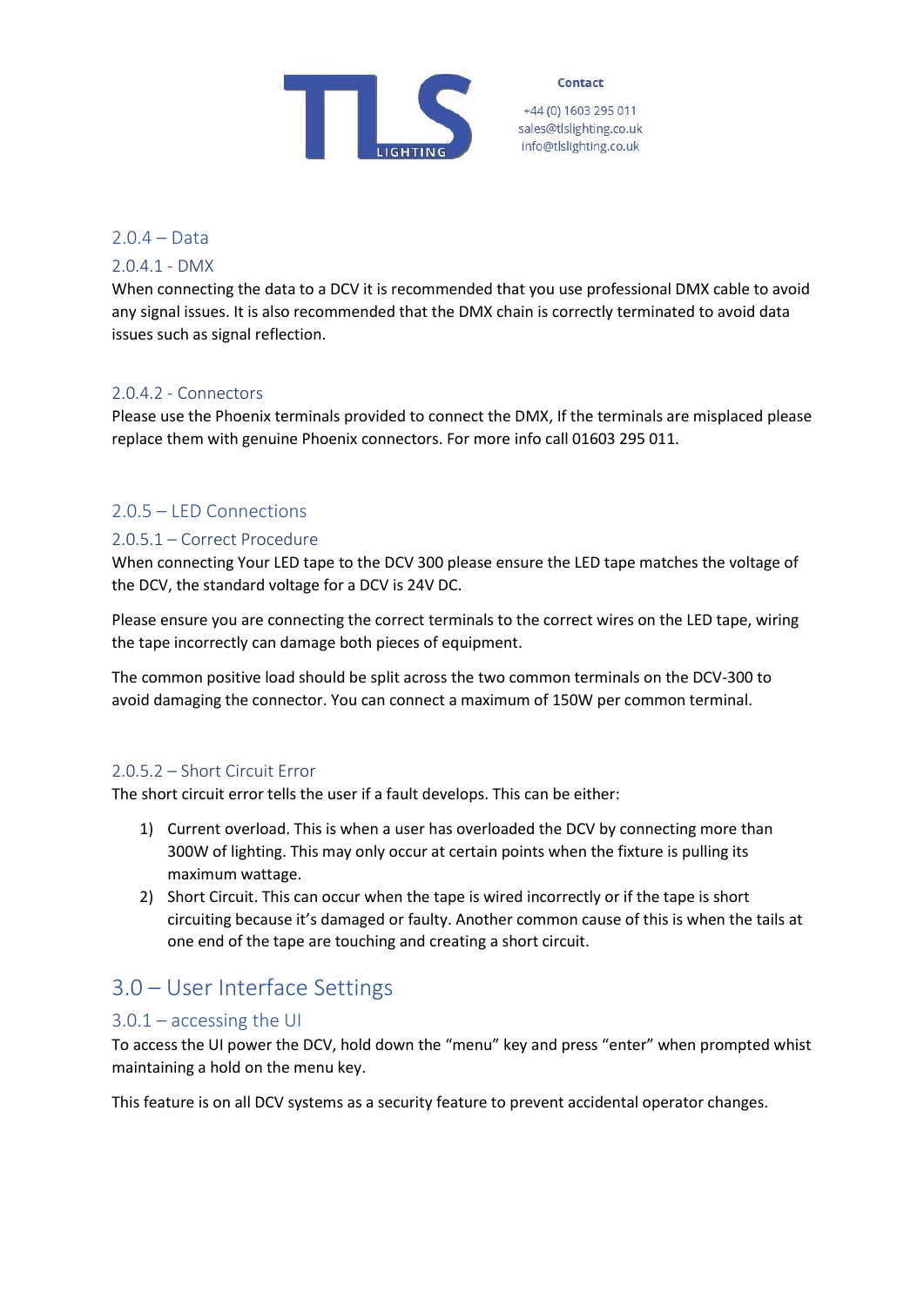### 2.0.4 – Data

#### 2.0.4.1 - DMX

When connecting the data to a DCV it is recommended that you use professional DMX cable to avoid any signal issues. It is also recommended that the DMX chain is correctly terminated to avoid data issues such as signal reflection.

#### 2.0.4.2 - Connectors

Please use the Phoenix terminals provided to connect the DMX, If the terminals are misplaced please replace them with genuine Phoenix connectors. For more info call 01603 295 011.

### 2.0.5 – LED Connections

#### 2.0.5.1 – Correct Procedure

When connecting Your LED tape to the DCV 300 please ensure the LED tape matches the voltage of the DCV, the standard voltage for a DCV is 24V DC.

Please ensure you are connecting the correct terminals to the correct wires on the LED tape, wiring the tape incorrectly can damage both pieces of equipment.

The common positive load should be split across the two common terminals on the DCV-300 to avoid damaging the connector. You can connect a maximum of 150W per common terminal.

#### 2.0.5.2 – Short Circuit Error

The short circuit error tells the user if a fault develops. This can be either:

1) Current overload. This is when a user has overloaded the DCV by connecting more than 300W of lighting. This may only occur at certain points when the fixture is pulling its maximum wattage.
2) Short Circuit. This can occur when the tape is wired incorrectly or if the tape is short circuiting because it's damaged or faulty. Another common cause of this is when the tails at one end of the tape are touching and creating a short circuit.

## 3.0 – User Interface Settings

### 3.0.1 – accessing the UI

To access the UI power the DCV, hold down the "menu" key and press "enter" when prompted whist maintaining a hold on the menu key.

This feature is on all DCV systems as a security feature to prevent accidental operator changes.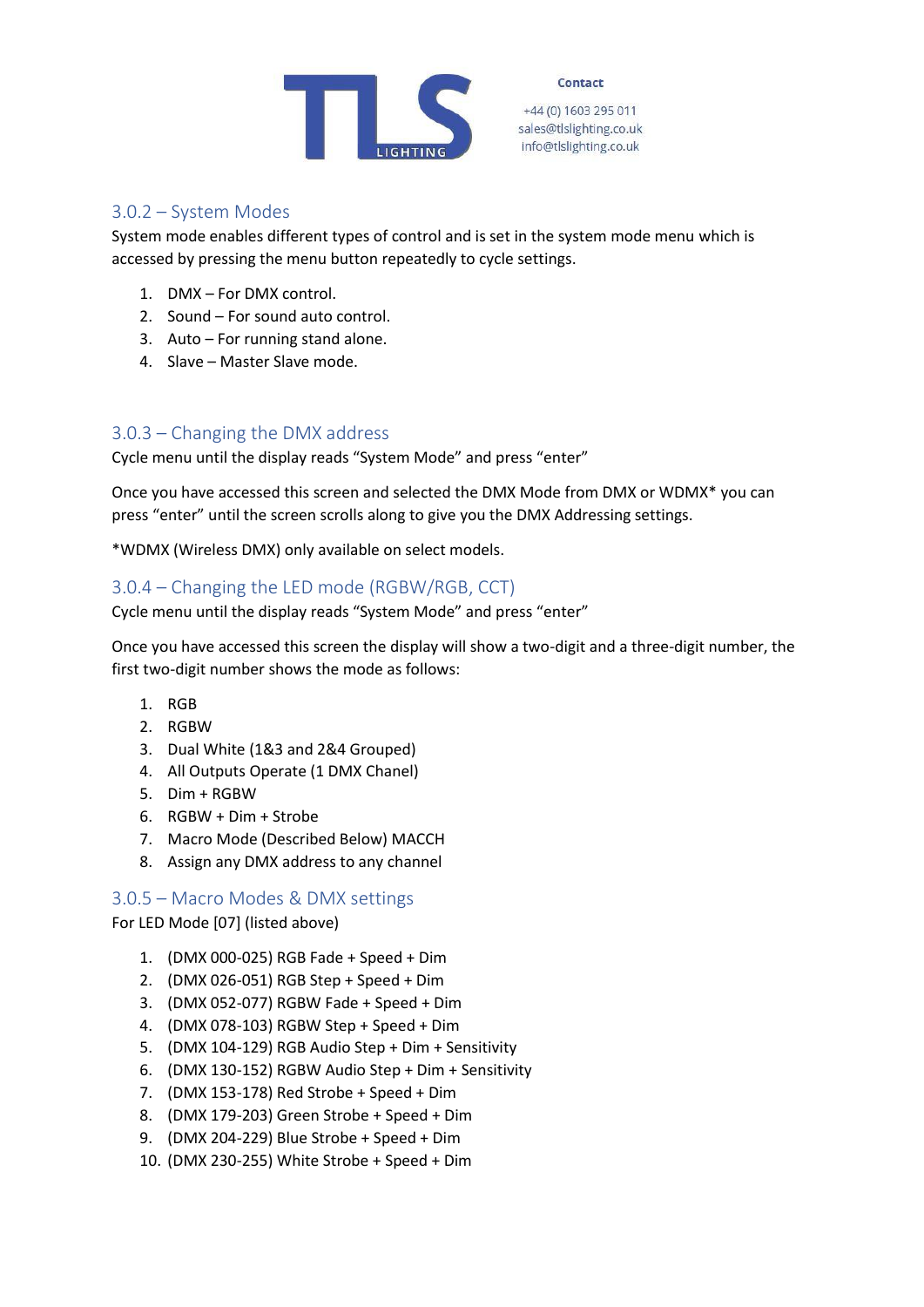### 3.0.2 – System Modes

System mode enables different types of control and is set in the system mode menu which is accessed by pressing the menu button repeatedly to cycle settings.

1. DMX – For DMX control.
2. Sound – For sound auto control.
3. Auto – For running stand alone.
4. Slave – Master Slave mode.

### 3.0.3 – Changing the DMX address

Cycle menu until the display reads “System Mode” and press “enter”

Once you have accessed this screen and selected the DMX Mode from DMX or WDMX* you can press “enter” until the screen scrolls along to give you the DMX Addressing settings.

*WDMX (Wireless DMX) only available on select models.

### 3.0.4 – Changing the LED mode (RGBW/RGB, CCT)

Cycle menu until the display reads “System Mode” and press “enter”

Once you have accessed this screen the display will show a two-digit and a three-digit number, the first two-digit number shows the mode as follows:

1. RGB
2. RGBW
3. Dual White (1&3 and 2&4 Grouped)
4. All Outputs Operate (1 DMX Chanel)
5. Dim + RGBW
6. RGBW + Dim + Strobe
7. Macro Mode (Described Below) MACCH
8. Assign any DMX address to any channel

### 3.0.5 – Macro Modes & DMX settings

For LED Mode [07] (listed above)

1. (DMX 000-025) RGB Fade + Speed + Dim
2. (DMX 026-051) RGB Step + Speed + Dim
3. (DMX 052-077) RGBW Fade + Speed + Dim
4. (DMX 078-103) RGBW Step + Speed + Dim
5. (DMX 104-129) RGB Audio Step + Dim + Sensitivity
6. (DMX 130-152) RGBW Audio Step + Dim + Sensitivity
7. (DMX 153-178) Red Strobe + Speed + Dim
8. (DMX 179-203) Green Strobe + Speed + Dim
9. (DMX 204-229) Blue Strobe + Speed + Dim
10. (DMX 230-255) White Strobe + Speed + Dim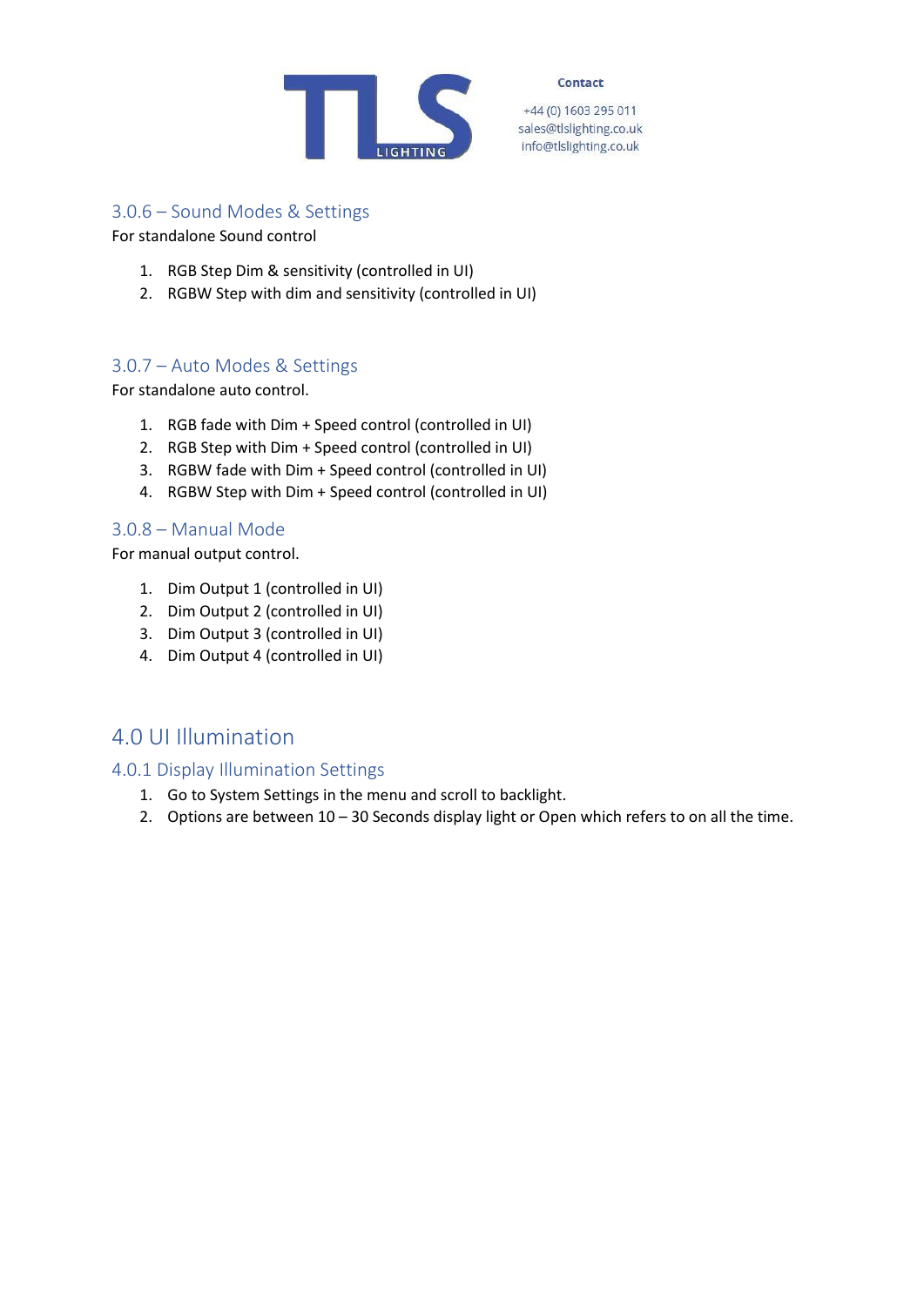### 3.0.6 – Sound Modes & Settings

For standalone Sound control

1. RGB Step Dim & sensitivity (controlled in UI)
2. RGBW Step with dim and sensitivity (controlled in UI)

### 3.0.7 – Auto Modes & Settings

For standalone auto control.

1. RGB fade with Dim + Speed control (controlled in UI)
2. RGB Step with Dim + Speed control (controlled in UI)
3. RGBW fade with Dim + Speed control (controlled in UI)
4. RGBW Step with Dim + Speed control (controlled in UI)

### 3.0.8 – Manual Mode

For manual output control.

1. Dim Output 1 (controlled in UI)
2. Dim Output 2 (controlled in UI)
3. Dim Output 3 (controlled in UI)
4. Dim Output 4 (controlled in UI)

## 4.0 UI Illumination

### 4.0.1 Display Illumination Settings

1. Go to System Settings in the menu and scroll to backlight.
2. Options are between 10 – 30 Seconds display light or Open which refers to on all the time.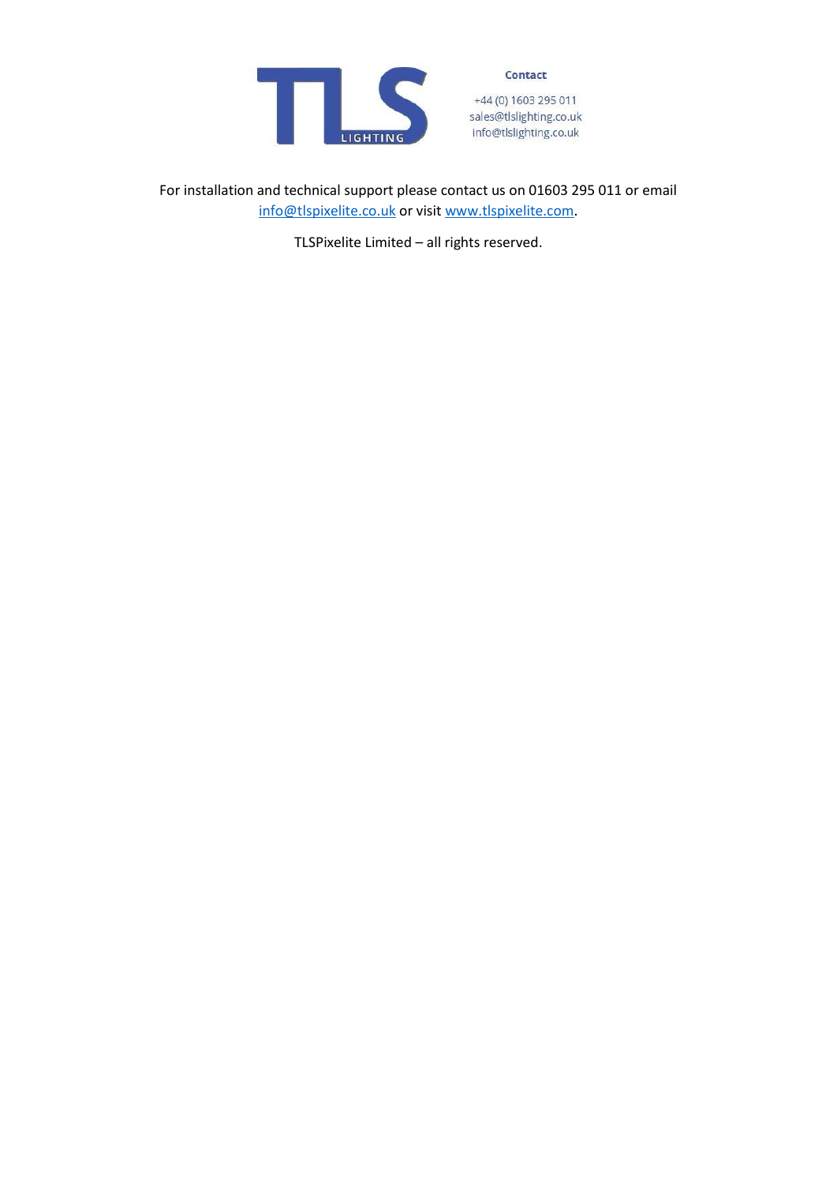**Contact**

+44 (0) 1603 295 011
sales@tlslighting.co.uk
info@tlslighting.co.uk

For installation and technical support please contact us on 01603 295 011 or email info@tlspixelite.co.uk or visit www.tlspixelite.com.

TLSPixelite Limited – all rights reserved.